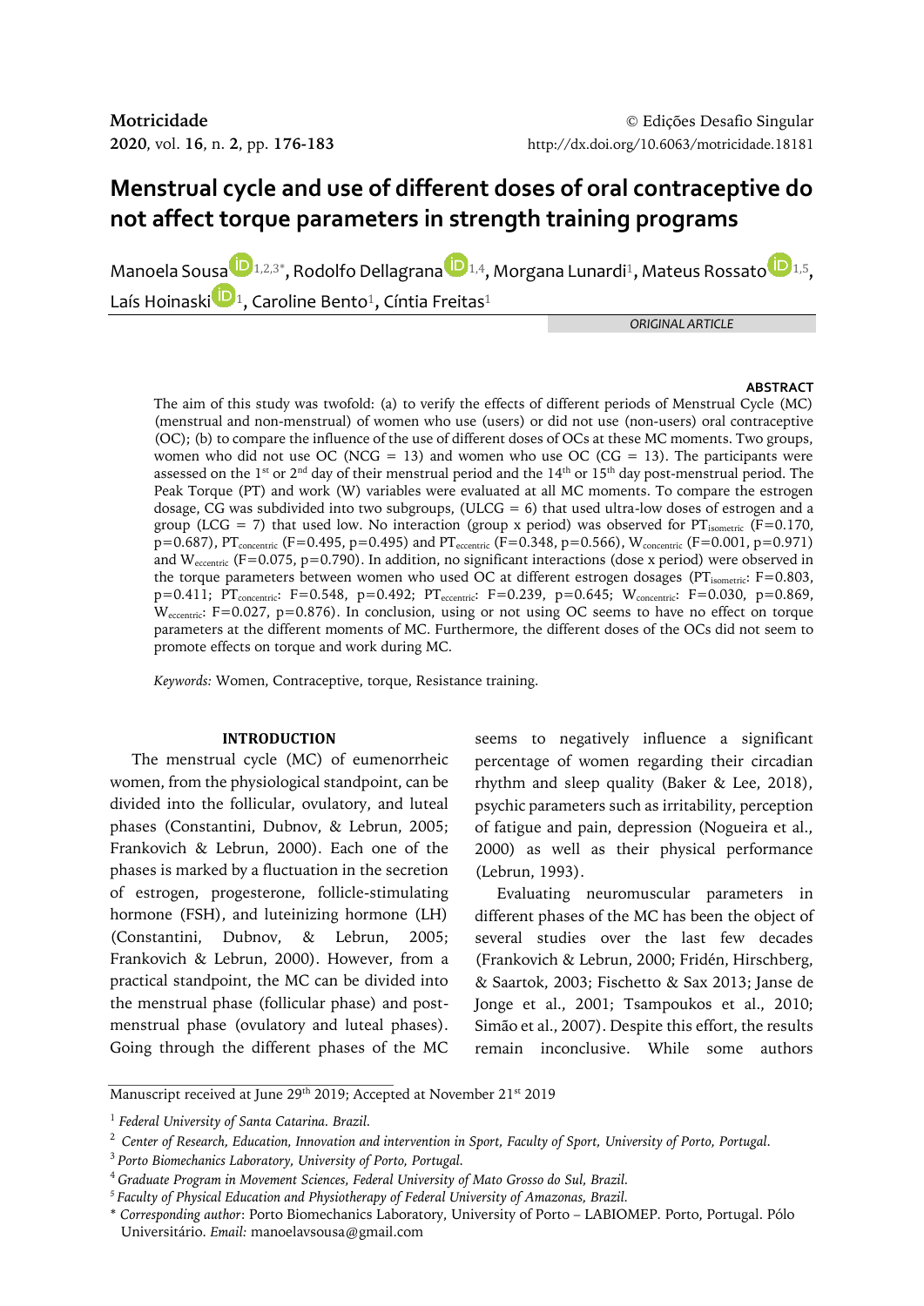Motricidade
2020, vol. 16, n. 2, pp. 176-183

© Edições Desafio Singular
http://dx.doi.org/10.6063/motricidade.18181

# Menstrual cycle and use of different doses of oral contraceptive do not affect torque parameters in strength training programs

Manoela Sousa[1,2,3*], Rodolfo Dellagrana[1,4], Morgana Lunardi[1], Mateus Rossato[1,5], Laís Hoinaski[1], Caroline Bento[1], Cíntia Freitas[1]

*ORIGINAL ARTICLE*

## ABSTRACT

The aim of this study was twofold: (a) to verify the effects of different periods of Menstrual Cycle (MC) (menstrual and non-menstrual) of women who use (users) or did not use (non-users) oral contraceptive (OC); (b) to compare the influence of the use of different doses of OCs at these MC moments. Two groups, women who did not use OC (NCG = 13) and women who use OC (CG = 13). The participants were assessed on the 1st or 2nd day of their menstrual period and the 14th or 15th day post-menstrual period. The Peak Torque (PT) and work (W) variables were evaluated at all MC moments. To compare the estrogen dosage, CG was subdivided into two subgroups, (ULCG = 6) that used ultra-low doses of estrogen and a group (LCG = 7) that used low. No interaction (group x period) was observed for $PT_{isometric}$ ($F=0.170$, $p=0.687$), $PT_{concentric}$ ($F=0.495$, $p=0.495$) and $PT_{eccentric}$ ($F=0.348$, $p=0.566$), $W_{concentric}$ ($F=0.001$, $p=0.971$) and $W_{eccentric}$ ($F=0.075$, $p=0.790$). In addition, no significant interactions (dose x period) were observed in the torque parameters between women who used OC at different estrogen dosages ($PT_{isometric}$: $F=0.803$, $p=0.411$; $PT_{concentric}$: $F=0.548$, $p=0.492$; $PT_{eccentric}$: $F=0.239$, $p=0.645$; $W_{concentric}$: $F=0.030$, $p=0.869$, $W_{eccentric}$: $F=0.027$, $p=0.876$). In conclusion, using or not using OC seems to have no effect on torque parameters at the different moments of MC. Furthermore, the different doses of the OCs did not seem to promote effects on torque and work during MC.

*Keywords:* Women, Contraceptive, torque, Resistance training.

## INTRODUCTION

The menstrual cycle (MC) of eumenorrheic women, from the physiological standpoint, can be divided into the follicular, ovulatory, and luteal phases (Constantini, Dubnov, & Lebrun, 2005; Frankovich & Lebrun, 2000). Each one of the phases is marked by a fluctuation in the secretion of estrogen, progesterone, follicle-stimulating hormone (FSH), and luteinizing hormone (LH) (Constantini, Dubnov, & Lebrun, 2005; Frankovich & Lebrun, 2000). However, from a practical standpoint, the MC can be divided into the menstrual phase (follicular phase) and post-menstrual phase (ovulatory and luteal phases). Going through the different phases of the MC seems to negatively influence a significant percentage of women regarding their circadian rhythm and sleep quality (Baker & Lee, 2018), psychic parameters such as irritability, perception of fatigue and pain, depression (Nogueira et al., 2000) as well as their physical performance (Lebrun, 1993).

Evaluating neuromuscular parameters in different phases of the MC has been the object of several studies over the last few decades (Frankovich & Lebrun, 2000; Fridén, Hirschberg, & Saartok, 2003; Fischetto & Sax 2013; Janse de Jonge et al., 2001; Tsampoukos et al., 2010; Simão et al., 2007). Despite this effort, the results remain inconclusive. While some authors

Manuscript received at June 29th 2019; Accepted at November 21st 2019

[1] *Federal University of Santa Catarina. Brazil.*
[2] *Center of Research, Education, Innovation and intervention in Sport, Faculty of Sport, University of Porto, Portugal.*
[3] *Porto Biomechanics Laboratory, University of Porto, Portugal.*
[4] *Graduate Program in Movement Sciences, Federal University of Mato Grosso do Sul, Brazil.*
[5] *Faculty of Physical Education and Physiotherapy of Federal University of Amazonas, Brazil.*
\* *Corresponding author*: Porto Biomechanics Laboratory, University of Porto – LABIOMEP. Porto, Portugal. Pólo Universitário. *Email:* manoelavsousa@gmail.com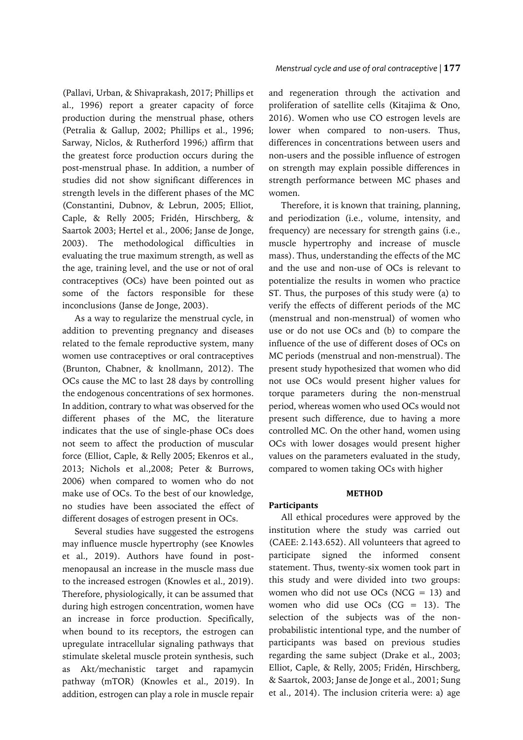(Pallavi, Urban, & Shivaprakash, 2017; Phillips et al., 1996) report a greater capacity of force production during the menstrual phase, others (Petralia & Gallup, 2002; Phillips et al., 1996; Sarway, Niclos, & Rutherford 1996;) affirm that the greatest force production occurs during the post-menstrual phase. In addition, a number of studies did not show significant differences in strength levels in the different phases of the MC (Constantini, Dubnov, & Lebrun, 2005; Elliot, Caple, & Relly 2005; Fridén, Hirschberg, & Saartok 2003; Hertel et al., 2006; Janse de Jonge, 2003). The methodological difficulties in evaluating the true maximum strength, as well as the age, training level, and the use or not of oral contraceptives (OCs) have been pointed out as some of the factors responsible for these inconclusions (Janse de Jonge, 2003).

As a way to regularize the menstrual cycle, in addition to preventing pregnancy and diseases related to the female reproductive system, many women use contraceptives or oral contraceptives (Brunton, Chabner, & knollmann, 2012). The OCs cause the MC to last 28 days by controlling the endogenous concentrations of sex hormones. In addition, contrary to what was observed for the different phases of the MC, the literature indicates that the use of single-phase OCs does not seem to affect the production of muscular force (Elliot, Caple, & Relly 2005; Ekenros et al., 2013; Nichols et al.,2008; Peter & Burrows, 2006) when compared to women who do not make use of OCs. To the best of our knowledge, no studies have been associated the effect of different dosages of estrogen present in OCs.

Several studies have suggested the estrogens may influence muscle hypertrophy (see Knowles et al., 2019). Authors have found in post-menopausal an increase in the muscle mass due to the increased estrogen (Knowles et al., 2019). Therefore, physiologically, it can be assumed that during high estrogen concentration, women have an increase in force production. Specifically, when bound to its receptors, the estrogen can upregulate intracellular signaling pathways that stimulate skeletal muscle protein synthesis, such as Akt/mechanistic target and rapamycin pathway (mTOR) (Knowles et al., 2019). In addition, estrogen can play a role in muscle repair and regeneration through the activation and proliferation of satellite cells (Kitajima & Ono, 2016). Women who use CO estrogen levels are lower when compared to non-users. Thus, differences in concentrations between users and non-users and the possible influence of estrogen on strength may explain possible differences in strength performance between MC phases and women.

Therefore, it is known that training, planning, and periodization (i.e., volume, intensity, and frequency) are necessary for strength gains (i.e., muscle hypertrophy and increase of muscle mass). Thus, understanding the effects of the MC and the use and non-use of OCs is relevant to potentialize the results in women who practice ST. Thus, the purposes of this study were (a) to verify the effects of different periods of the MC (menstrual and non-menstrual) of women who use or do not use OCs and (b) to compare the influence of the use of different doses of OCs on MC periods (menstrual and non-menstrual). The present study hypothesized that women who did not use OCs would present higher values for torque parameters during the non-menstrual period, whereas women who used OCs would not present such difference, due to having a more controlled MC. On the other hand, women using OCs with lower dosages would present higher values on the parameters evaluated in the study, compared to women taking OCs with higher

## METHOD

### Participants

All ethical procedures were approved by the institution where the study was carried out (CAEE: 2.143.652). All volunteers that agreed to participate signed the informed consent statement. Thus, twenty-six women took part in this study and were divided into two groups: women who did not use OCs (NCG = 13) and women who did use OCs (CG = 13). The selection of the subjects was of the non-probabilistic intentional type, and the number of participants was based on previous studies regarding the same subject (Drake et al., 2003; Elliot, Caple, & Relly, 2005; Fridén, Hirschberg, & Saartok, 2003; Janse de Jonge et al., 2001; Sung et al., 2014). The inclusion criteria were: a) age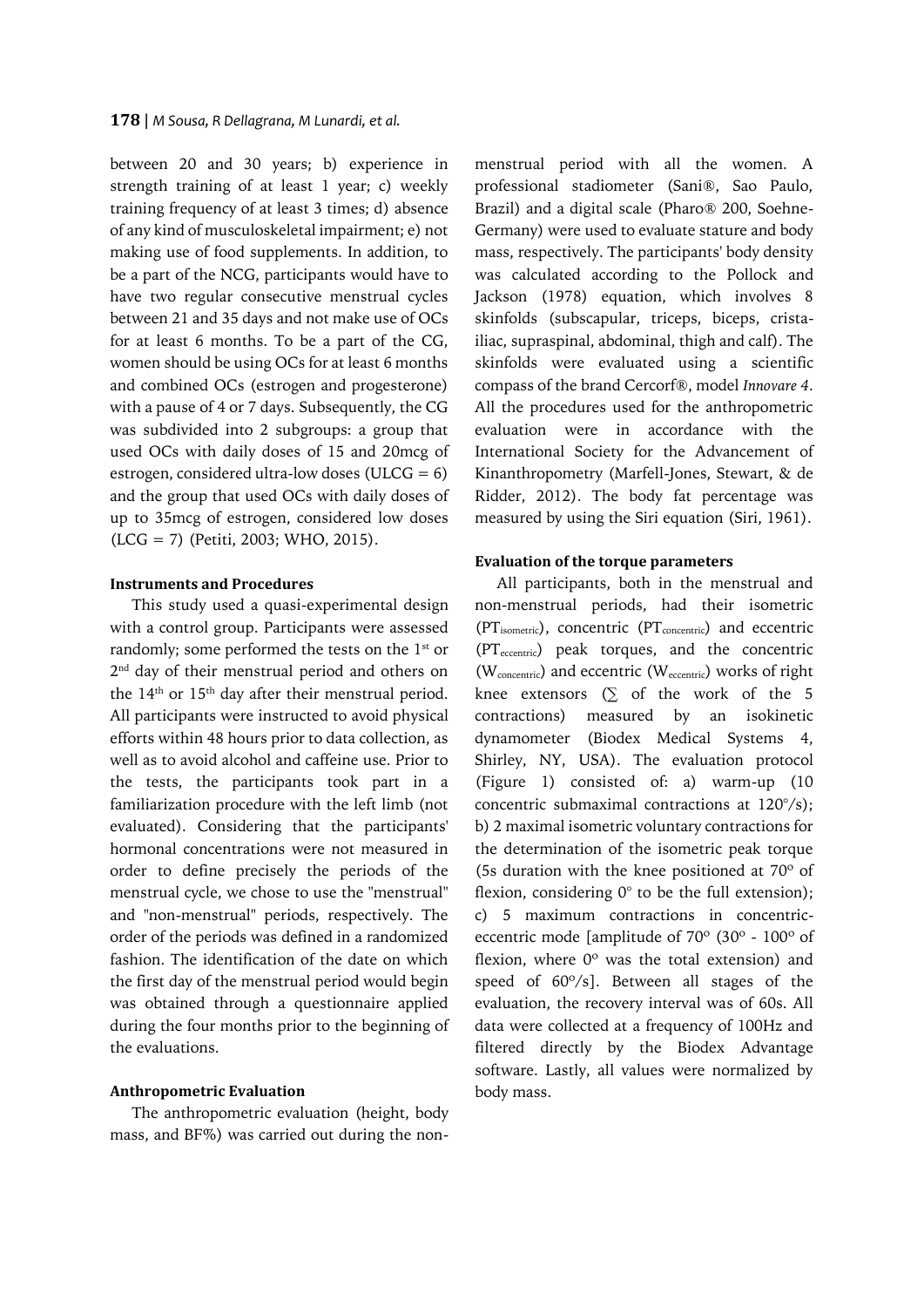between 20 and 30 years; b) experience in strength training of at least 1 year; c) weekly training frequency of at least 3 times; d) absence of any kind of musculoskeletal impairment; e) not making use of food supplements. In addition, to be a part of the NCG, participants would have to have two regular consecutive menstrual cycles between 21 and 35 days and not make use of OCs for at least 6 months. To be a part of the CG, women should be using OCs for at least 6 months and combined OCs (estrogen and progesterone) with a pause of 4 or 7 days. Subsequently, the CG was subdivided into 2 subgroups: a group that used OCs with daily doses of 15 and 20mcg of estrogen, considered ultra-low doses (ULCG = 6) and the group that used OCs with daily doses of up to 35mcg of estrogen, considered low doses (LCG = 7) (Petiti, 2003; WHO, 2015).

#### Instruments and Procedures

This study used a quasi-experimental design with a control group. Participants were assessed randomly; some performed the tests on the 1st or 2nd day of their menstrual period and others on the 14th or 15th day after their menstrual period. All participants were instructed to avoid physical efforts within 48 hours prior to data collection, as well as to avoid alcohol and caffeine use. Prior to the tests, the participants took part in a familiarization procedure with the left limb (not evaluated). Considering that the participants' hormonal concentrations were not measured in order to define precisely the periods of the menstrual cycle, we chose to use the "menstrual" and "non-menstrual" periods, respectively. The order of the periods was defined in a randomized fashion. The identification of the date on which the first day of the menstrual period would begin was obtained through a questionnaire applied during the four months prior to the beginning of the evaluations.

#### Anthropometric Evaluation

The anthropometric evaluation (height, body mass, and BF%) was carried out during the non-menstrual period with all the women. A professional stadiometer (Sani®, Sao Paulo, Brazil) and a digital scale (Pharo® 200, Soehne-Germany) were used to evaluate stature and body mass, respectively. The participants' body density was calculated according to the Pollock and Jackson (1978) equation, which involves 8 skinfolds (subscapular, triceps, biceps, crista-iliac, supraspinal, abdominal, thigh and calf). The skinfolds were evaluated using a scientific compass of the brand Cercorf®, model *Innovare 4*. All the procedures used for the anthropometric evaluation were in accordance with the International Society for the Advancement of Kinanthropometry (Marfell-Jones, Stewart, & de Ridder, 2012). The body fat percentage was measured by using the Siri equation (Siri, 1961).

#### Evaluation of the torque parameters

All participants, both in the menstrual and non-menstrual periods, had their isometric ($PT_{isometric}$), concentric ($PT_{concentric}$) and eccentric ($PT_{eccentric}$) peak torques, and the concentric ($W_{concentric}$) and eccentric ($W_{eccentric}$) works of right knee extensors ($\sum$ of the work of the 5 contractions) measured by an isokinetic dynamometer (Biodex Medical Systems 4, Shirley, NY, USA). The evaluation protocol (Figure 1) consisted of: a) warm-up (10 concentric submaximal contractions at 120°/s); b) 2 maximal isometric voluntary contractions for the determination of the isometric peak torque (5s duration with the knee positioned at 70º of flexion, considering 0° to be the full extension); c) 5 maximum contractions in concentric-eccentric mode [amplitude of 70º (30º - 100º of flexion, where 0º was the total extension) and speed of 60º/s]. Between all stages of the evaluation, the recovery interval was of 60s. All data were collected at a frequency of 100Hz and filtered directly by the Biodex Advantage software. Lastly, all values were normalized by body mass.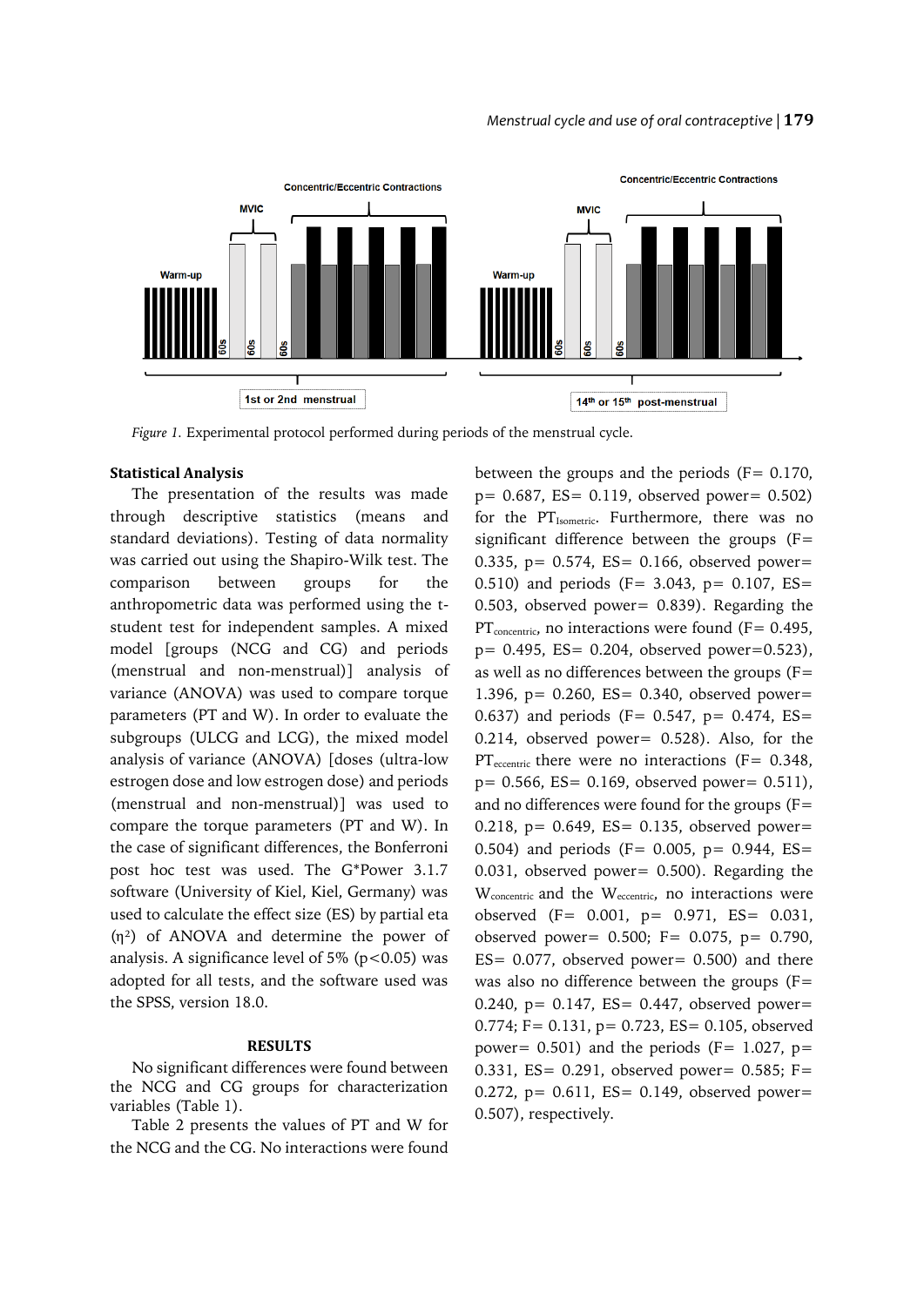*Figure 1.* Experimental protocol performed during periods of the menstrual cycle.

**Statistical Analysis**

The presentation of the results was made through descriptive statistics (means and standard deviations). Testing of data normality was carried out using the Shapiro-Wilk test. The comparison between groups for the anthropometric data was performed using the t-student test for independent samples. A mixed model [groups (NCG and CG) and periods (menstrual and non-menstrual)] analysis of variance (ANOVA) was used to compare torque parameters (PT and W). In order to evaluate the subgroups (ULCG and LCG), the mixed model analysis of variance (ANOVA) [doses (ultra-low estrogen dose and low estrogen dose) and periods (menstrual and non-menstrual)] was used to compare the torque parameters (PT and W). In the case of significant differences, the Bonferroni post hoc test was used. The G*Power 3.1.7 software (University of Kiel, Kiel, Germany) was used to calculate the effect size (ES) by partial eta ($\eta^2$) of ANOVA and determine the power of analysis. A significance level of 5% ($p<0.05$) was adopted for all tests, and the software used was the SPSS, version 18.0.

## RESULTS

No significant differences were found between the NCG and CG groups for characterization variables (Table 1).

Table 2 presents the values of PT and W for the NCG and the CG. No interactions were found between the groups and the periods (F= 0.170, p= 0.687, ES= 0.119, observed power= 0.502) for the $PT_{Isometric}$. Furthermore, there was no significant difference between the groups (F= 0.335, p= 0.574, ES= 0.166, observed power= 0.510) and periods (F= 3.043, p= 0.107, ES= 0.503, observed power= 0.839). Regarding the $PT_{concentric}$, no interactions were found (F= 0.495, p= 0.495, ES= 0.204, observed power=0.523), as well as no differences between the groups (F= 1.396, p= 0.260, ES= 0.340, observed power= 0.637) and periods (F= 0.547, p= 0.474, ES= 0.214, observed power= 0.528). Also, for the $PT_{eccentric}$ there were no interactions (F= 0.348, p= 0.566, ES= 0.169, observed power= 0.511), and no differences were found for the groups (F= 0.218, p= 0.649, ES= 0.135, observed power= 0.504) and periods (F= 0.005, p= 0.944, ES= 0.031, observed power= 0.500). Regarding the $W_{concentric}$ and the $W_{eccentric}$, no interactions were observed (F= 0.001, p= 0.971, ES= 0.031, observed power= 0.500; F= 0.075, p= 0.790, ES= 0.077, observed power= 0.500) and there was also no difference between the groups (F= 0.240, p= 0.147, ES= 0.447, observed power= 0.774; F= 0.131, p= 0.723, ES= 0.105, observed power= 0.501) and the periods (F= 1.027, p= 0.331, ES= 0.291, observed power= 0.585; F= 0.272, p= 0.611, ES= 0.149, observed power= 0.507), respectively.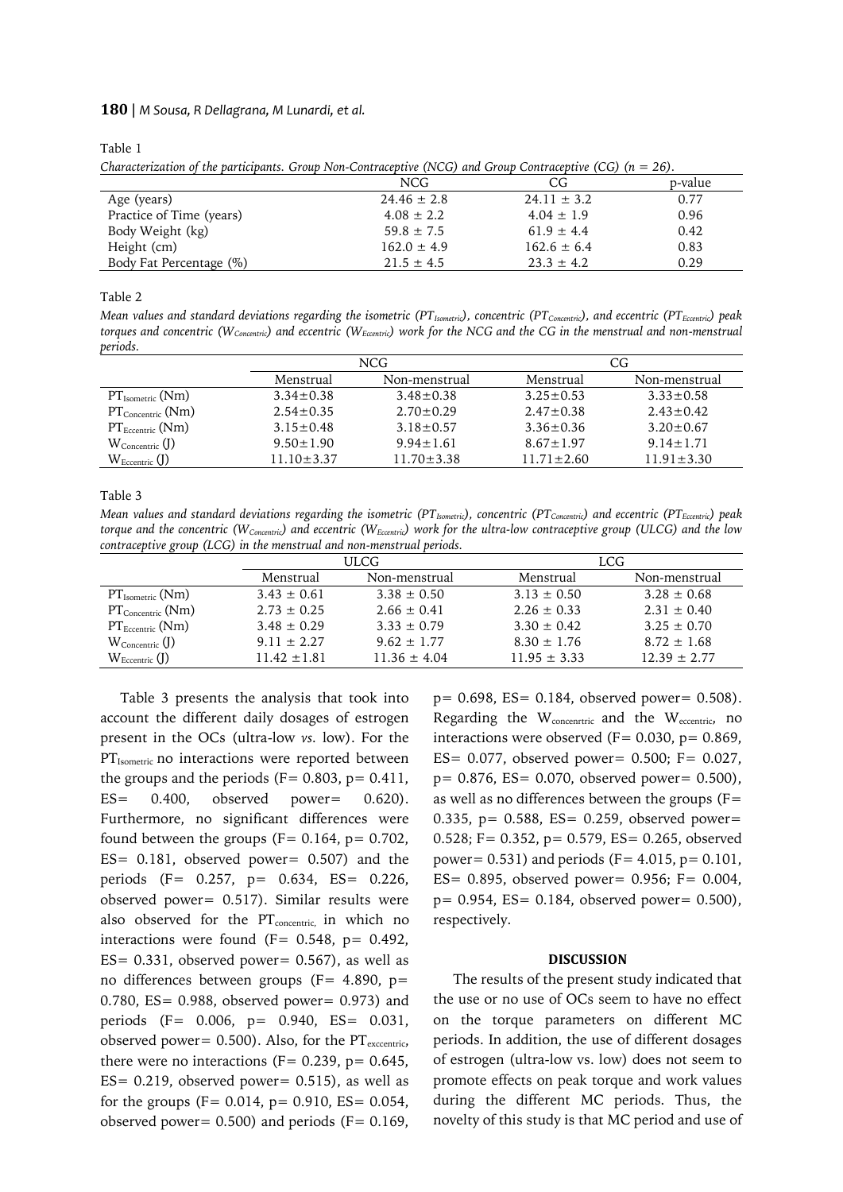Table 1

*Characterization of the participants. Group Non-Contraceptive (NCG) and Group Contraceptive (CG) (n = 26).*

| | NCG | CG | p-value |
|---|---|---|---|
| Age (years) | 24.46 ± 2.8 | 24.11 ± 3.2 | 0.77 |
| Practice of Time (years) | 4.08 ± 2.2 | 4.04 ± 1.9 | 0.96 |
| Body Weight (kg) | 59.8 ± 7.5 | 61.9 ± 4.4 | 0.42 |
| Height (cm) | 162.0 ± 4.9 | 162.6 ± 6.4 | 0.83 |
| Body Fat Percentage (%) | 21.5 ± 4.5 | 23.3 ± 4.2 | 0.29 |

Table 2

*Mean values and standard deviations regarding the isometric ($PT_{Isometric}$), concentric ($PT_{Concentric}$), and eccentric ($PT_{Eccentric}$) peak torques and concentric ($W_{Concentric}$) and eccentric ($W_{Eccentric}$) work for the NCG and the CG in the menstrual and non-menstrual periods.*

| | NCG | | CG | |
|---|---|---|---|---|
| | Menstrual | Non-menstrual | Menstrual | Non-menstrual |
| $PT_{Isometric}$ (Nm) | 3.34±0.38 | 3.48±0.38 | 3.25±0.53 | 3.33±0.58 |
| $PT_{Concentric}$ (Nm) | 2.54±0.35 | 2.70±0.29 | 2.47±0.38 | 2.43±0.42 |
| $PT_{Eccentric}$ (Nm) | 3.15±0.48 | 3.18±0.57 | 3.36±0.36 | 3.20±0.67 |
| $W_{Concentric}$ (J) | 9.50±1.90 | 9.94±1.61 | 8.67±1.97 | 9.14±1.71 |
| $W_{Eccentric}$ (J) | 11.10±3.37 | 11.70±3.38 | 11.71±2.60 | 11.91±3.30 |

Table 3

*Mean values and standard deviations regarding the isometric ($PT_{Isometric}$), concentric ($PT_{Concentric}$) and eccentric ($PT_{Eccentric}$) peak torque and the concentric ($W_{Concentric}$) and eccentric ($W_{Eccentric}$) work for the ultra-low contraceptive group (ULCG) and the low contraceptive group (LCG) in the menstrual and non-menstrual periods.*

| | ULCG | | LCG | |
|---|---|---|---|---|
| | Menstrual | Non-menstrual | Menstrual | Non-menstrual |
| $PT_{Isometric}$ (Nm) | 3.43 ± 0.61 | 3.38 ± 0.50 | 3.13 ± 0.50 | 3.28 ± 0.68 |
| $PT_{Concentric}$ (Nm) | 2.73 ± 0.25 | 2.66 ± 0.41 | 2.26 ± 0.33 | 2.31 ± 0.40 |
| $PT_{Eccentric}$ (Nm) | 3.48 ± 0.29 | 3.33 ± 0.79 | 3.30 ± 0.42 | 3.25 ± 0.70 |
| $W_{Concentric}$ (J) | 9.11 ± 2.27 | 9.62 ± 1.77 | 8.30 ± 1.76 | 8.72 ± 1.68 |
| $W_{Eccentric}$ (J) | 11.42 ±1.81 | 11.36 ± 4.04 | 11.95 ± 3.33 | 12.39 ± 2.77 |

Table 3 presents the analysis that took into account the different daily dosages of estrogen present in the OCs (ultra-low *vs.* low). For the $PT_{Isometric}$ no interactions were reported between the groups and the periods (F= 0.803, p= 0.411, ES= 0.400, observed power= 0.620). Furthermore, no significant differences were found between the groups (F= 0.164, p= 0.702, ES= 0.181, observed power= 0.507) and the periods (F= 0.257, p= 0.634, ES= 0.226, observed power= 0.517). Similar results were also observed for the $PT_{concentric}$, in which no interactions were found (F= 0.548, p= 0.492, ES= 0.331, observed power= 0.567), as well as no differences between groups (F= 4.890, p= 0.780, ES= 0.988, observed power= 0.973) and periods (F= 0.006, p= 0.940, ES= 0.031, observed power= 0.500). Also, for the $PT_{exccentric}$, there were no interactions (F= 0.239, p= 0.645, ES= 0.219, observed power= 0.515), as well as for the groups (F= 0.014, p= 0.910, ES= 0.054, observed power= 0.500) and periods (F= 0.169, p= 0.698, ES= 0.184, observed power= 0.508). Regarding the $W_{concenrtric}$ and the $W_{eccentric}$, no interactions were observed (F= 0.030, p= 0.869, ES= 0.077, observed power= 0.500; F= 0.027, p= 0.876, ES= 0.070, observed power= 0.500), as well as no differences between the groups (F= 0.335, p= 0.588, ES= 0.259, observed power= 0.528; F= 0.352, p= 0.579, ES= 0.265, observed power= 0.531) and periods (F= 4.015, p= 0.101, ES= 0.895, observed power= 0.956; F= 0.004, p= 0.954, ES= 0.184, observed power= 0.500), respectively.

## DISCUSSION

The results of the present study indicated that the use or no use of OCs seem to have no effect on the torque parameters on different MC periods. In addition, the use of different dosages of estrogen (ultra-low vs. low) does not seem to promote effects on peak torque and work values during the different MC periods. Thus, the novelty of this study is that MC period and use of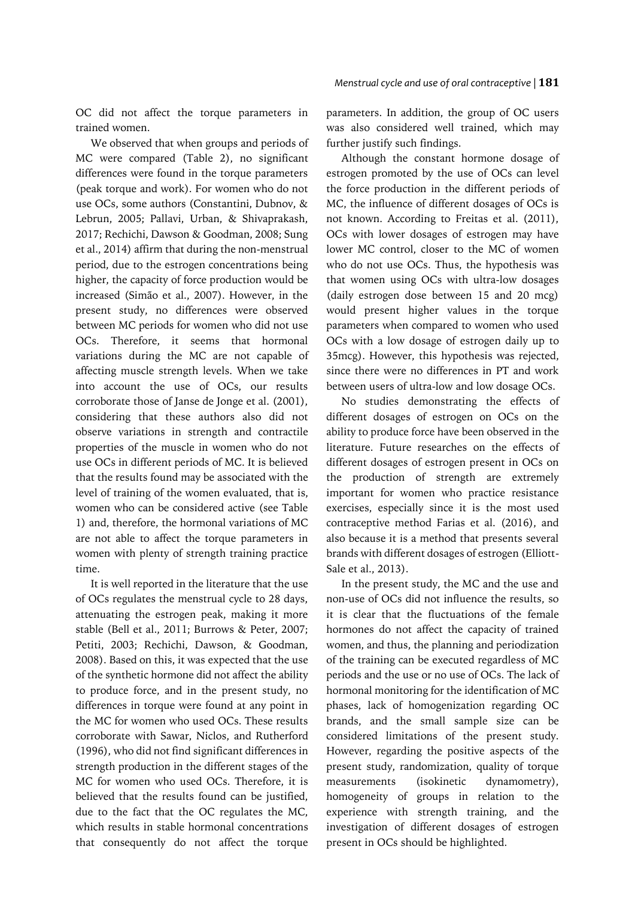OC did not affect the torque parameters in trained women.

We observed that when groups and periods of MC were compared (Table 2), no significant differences were found in the torque parameters (peak torque and work). For women who do not use OCs, some authors (Constantini, Dubnov, & Lebrun, 2005; Pallavi, Urban, & Shivaprakash, 2017; Rechichi, Dawson & Goodman, 2008; Sung et al., 2014) affirm that during the non-menstrual period, due to the estrogen concentrations being higher, the capacity of force production would be increased (Simão et al., 2007). However, in the present study, no differences were observed between MC periods for women who did not use OCs. Therefore, it seems that hormonal variations during the MC are not capable of affecting muscle strength levels. When we take into account the use of OCs, our results corroborate those of Janse de Jonge et al. (2001), considering that these authors also did not observe variations in strength and contractile properties of the muscle in women who do not use OCs in different periods of MC. It is believed that the results found may be associated with the level of training of the women evaluated, that is, women who can be considered active (see Table 1) and, therefore, the hormonal variations of MC are not able to affect the torque parameters in women with plenty of strength training practice time.

It is well reported in the literature that the use of OCs regulates the menstrual cycle to 28 days, attenuating the estrogen peak, making it more stable (Bell et al., 2011; Burrows & Peter, 2007; Petiti, 2003; Rechichi, Dawson, & Goodman, 2008). Based on this, it was expected that the use of the synthetic hormone did not affect the ability to produce force, and in the present study, no differences in torque were found at any point in the MC for women who used OCs. These results corroborate with Sawar, Niclos, and Rutherford (1996), who did not find significant differences in strength production in the different stages of the MC for women who used OCs. Therefore, it is believed that the results found can be justified, due to the fact that the OC regulates the MC, which results in stable hormonal concentrations that consequently do not affect the torque parameters. In addition, the group of OC users was also considered well trained, which may further justify such findings.

Although the constant hormone dosage of estrogen promoted by the use of OCs can level the force production in the different periods of MC, the influence of different dosages of OCs is not known. According to Freitas et al. (2011), OCs with lower dosages of estrogen may have lower MC control, closer to the MC of women who do not use OCs. Thus, the hypothesis was that women using OCs with ultra-low dosages (daily estrogen dose between 15 and 20 mcg) would present higher values in the torque parameters when compared to women who used OCs with a low dosage of estrogen daily up to 35mcg). However, this hypothesis was rejected, since there were no differences in PT and work between users of ultra-low and low dosage OCs.

No studies demonstrating the effects of different dosages of estrogen on OCs on the ability to produce force have been observed in the literature. Future researches on the effects of different dosages of estrogen present in OCs on the production of strength are extremely important for women who practice resistance exercises, especially since it is the most used contraceptive method Farias et al. (2016), and also because it is a method that presents several brands with different dosages of estrogen (Elliott-Sale et al., 2013).

In the present study, the MC and the use and non-use of OCs did not influence the results, so it is clear that the fluctuations of the female hormones do not affect the capacity of trained women, and thus, the planning and periodization of the training can be executed regardless of MC periods and the use or no use of OCs. The lack of hormonal monitoring for the identification of MC phases, lack of homogenization regarding OC brands, and the small sample size can be considered limitations of the present study. However, regarding the positive aspects of the present study, randomization, quality of torque measurements (isokinetic dynamometry), homogeneity of groups in relation to the experience with strength training, and the investigation of different dosages of estrogen present in OCs should be highlighted.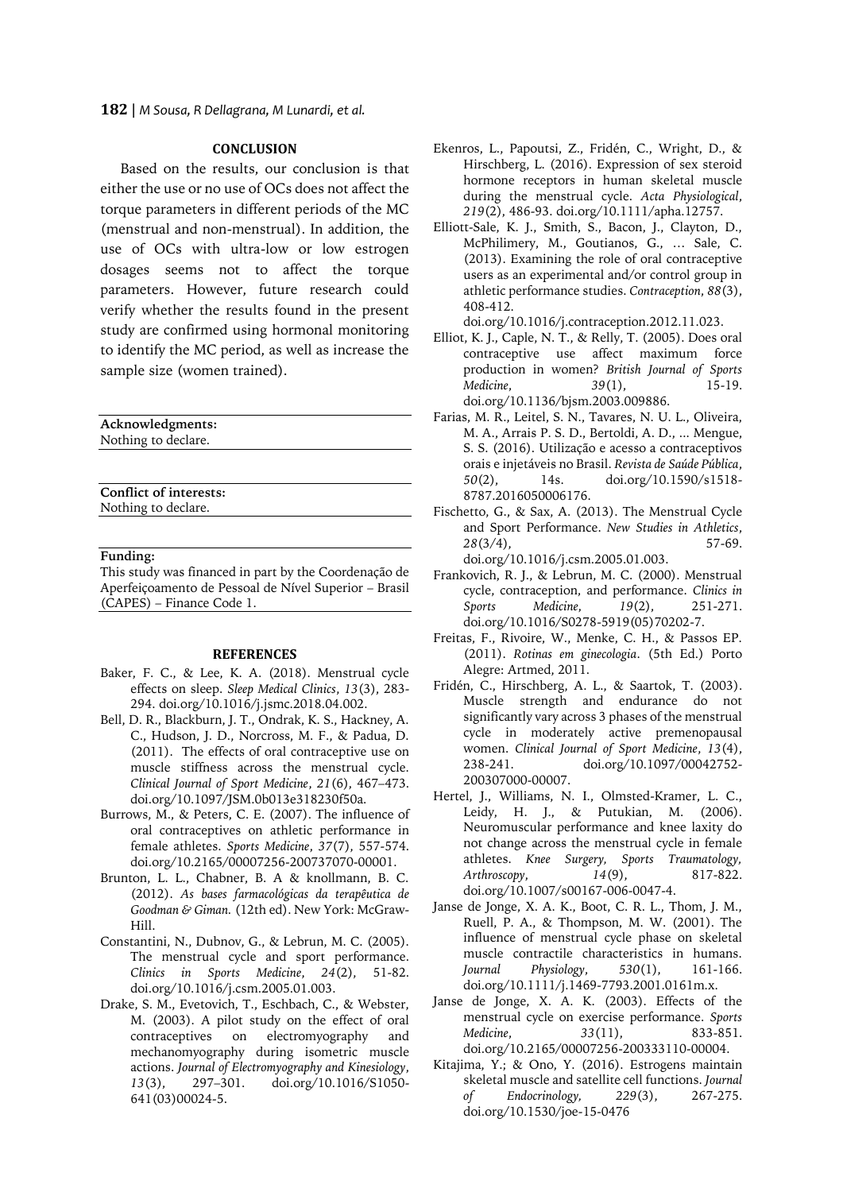## CONCLUSION

Based on the results, our conclusion is that either the use or no use of OCs does not affect the torque parameters in different periods of the MC (menstrual and non-menstrual). In addition, the use of OCs with ultra-low or low estrogen dosages seems not to affect the torque parameters. However, future research could verify whether the results found in the present study are confirmed using hormonal monitoring to identify the MC period, as well as increase the sample size (women trained).

**Acknowledgments:**
Nothing to declare.

**Conflict of interests:**
Nothing to declare.

**Funding:**
This study was financed in part by the Coordenação de Aperfeiçoamento de Pessoal de Nível Superior – Brasil (CAPES) – Finance Code 1.

## REFERENCES

Baker, F. C., & Lee, K. A. (2018). Menstrual cycle effects on sleep. *Sleep Medical Clinics*, *13*(3), 283-294. doi.org/10.1016/j.jsmc.2018.04.002.

Bell, D. R., Blackburn, J. T., Ondrak, K. S., Hackney, A. C., Hudson, J. D., Norcross, M. F., & Padua, D. (2011). The effects of oral contraceptive use on muscle stiffness across the menstrual cycle. *Clinical Journal of Sport Medicine*, *21*(6), 467–473. doi.org/10.1097/JSM.0b013e318230f50a.

Burrows, M., & Peters, C. E. (2007). The influence of oral contraceptives on athletic performance in female athletes. *Sports Medicine*, *37*(7), 557-574. doi.org/10.2165/00007256-200737070-00001.

Brunton, L. L., Chabner, B. A & knollmann, B. C. (2012). *As bases farmacológicas da terapêutica de Goodman & Giman.* (12th ed). New York: McGraw-Hill.

Constantini, N., Dubnov, G., & Lebrun, M. C. (2005). The menstrual cycle and sport performance. *Clinics in Sports Medicine*, *24*(2), 51-82. doi.org/10.1016/j.csm.2005.01.003.

Drake, S. M., Evetovich, T., Eschbach, C., & Webster, M. (2003). A pilot study on the effect of oral contraceptives on electromyography and mechanomyography during isometric muscle actions. *Journal of Electromyography and Kinesiology*, *13*(3), 297–301. doi.org/10.1016/S1050-641(03)00024-5.

Ekenros, L., Papoutsi, Z., Fridén, C., Wright, D., & Hirschberg, L. (2016). Expression of sex steroid hormone receptors in human skeletal muscle during the menstrual cycle. *Acta Physiological*, *219*(2), 486-93. doi.org/10.1111/apha.12757.

Elliott-Sale, K. J., Smith, S., Bacon, J., Clayton, D., McPhilimery, M., Goutianos, G., … Sale, C. (2013). Examining the role of oral contraceptive users as an experimental and/or control group in athletic performance studies. *Contraception*, *88*(3), 408-412. doi.org/10.1016/j.contraception.2012.11.023.

Elliot, K. J., Caple, N. T., & Relly, T. (2005). Does oral contraceptive use affect maximum force production in women? *British Journal of Sports Medicine*, *39*(1), 15-19. doi.org/10.1136/bjsm.2003.009886.

Farias, M. R., Leitel, S. N., Tavares, N. U. L., Oliveira, M. A., Arrais P. S. D., Bertoldi, A. D., ... Mengue, S. S. (2016). Utilização e acesso a contraceptivos orais e injetáveis no Brasil. *Revista de Saúde Pública*, *50*(2), 14s. doi.org/10.1590/s1518-8787.2016050006176.

Fischetto, G., & Sax, A. (2013). The Menstrual Cycle and Sport Performance. *New Studies in Athletics*, *28*(3/4), 57-69. doi.org/10.1016/j.csm.2005.01.003.

Frankovich, R. J., & Lebrun, M. C. (2000). Menstrual cycle, contraception, and performance. *Clinics in Sports Medicine*, *19*(2), 251-271. doi.org/10.1016/S0278-5919(05)70202-7.

Freitas, F., Rivoire, W., Menke, C. H., & Passos EP. (2011). *Rotinas em ginecologia*. (5th Ed.) Porto Alegre: Artmed, 2011.

Fridén, C., Hirschberg, A. L., & Saartok, T. (2003). Muscle strength and endurance do not significantly vary across 3 phases of the menstrual cycle in moderately active premenopausal women. *Clinical Journal of Sport Medicine*, *13*(4), 238-241. doi.org/10.1097/00042752-200307000-00007.

Hertel, J., Williams, N. I., Olmsted-Kramer, L. C., Leidy, H. J., & Putukian, M. (2006). Neuromuscular performance and knee laxity do not change across the menstrual cycle in female athletes. *Knee Surgery, Sports Traumatology, Arthroscopy*, *14*(9), 817-822. doi.org/10.1007/s00167-006-0047-4.

Janse de Jonge, X. A. K., Boot, C. R. L., Thom, J. M., Ruell, P. A., & Thompson, M. W. (2001). The influence of menstrual cycle phase on skeletal muscle contractile characteristics in humans. *Journal Physiology*, *530*(1), 161-166. doi.org/10.1111/j.1469-7793.2001.0161m.x.

Janse de Jonge, X. A. K. (2003). Effects of the menstrual cycle on exercise performance. *Sports Medicine*, *33*(11), 833-851. doi.org/10.2165/00007256-200333110-00004.

Kitajima, Y.; & Ono, Y. (2016). Estrogens maintain skeletal muscle and satellite cell functions. *Journal of Endocrinology*, *229*(3), 267-275. doi.org/10.1530/joe-15-0476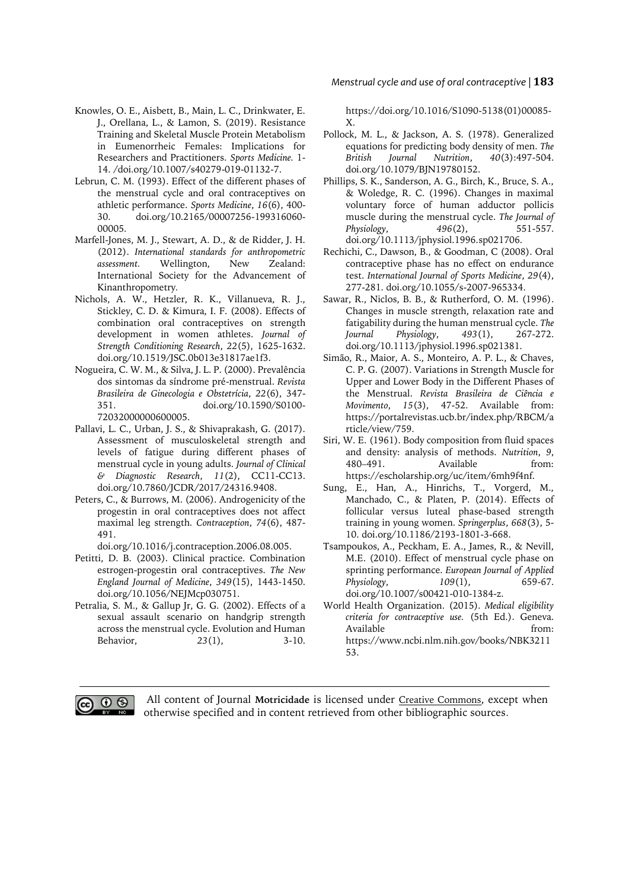Knowles, O. E., Aisbett, B., Main, L. C., Drinkwater, E. J., Orellana, L., & Lamon, S. (2019). Resistance Training and Skeletal Muscle Protein Metabolism in Eumenorrheic Females: Implications for Researchers and Practitioners. *Sports Medicine*. 1-14. /doi.org/10.1007/s40279-019-01132-7.

Lebrun, C. M. (1993). Effect of the different phases of the menstrual cycle and oral contraceptives on athletic performance. *Sports Medicine*, *16*(6), 400-30. doi.org/10.2165/00007256-199316060-00005.

Marfell-Jones, M. J., Stewart, A. D., & de Ridder, J. H. (2012). *International standards for anthropometric assessment*. Wellington, New Zealand: International Society for the Advancement of Kinanthropometry.

Nichols, A. W., Hetzler, R. K., Villanueva, R. J., Stickley, C. D. & Kimura, I. F. (2008). Effects of combination oral contraceptives on strength development in women athletes. *Journal of Strength Conditioning Research*, *22*(5), 1625-1632. doi.org/10.1519/JSC.0b013e31817ae1f3.

Nogueira, C. W. M., & Silva, J. L. P. (2000). Prevalência dos sintomas da síndrome pré-menstrual. *Revista Brasileira de Ginecologia e Obstetrícia*, *22*(6), 347-351. doi.org/10.1590/S0100-72032000000600005.

Pallavi, L. C., Urban, J. S., & Shivaprakash, G. (2017). Assessment of musculoskeletal strength and levels of fatigue during different phases of menstrual cycle in young adults. *Journal of Clinical & Diagnostic Research*, *11*(2), CC11-CC13. doi.org/10.7860/JCDR/2017/24316.9408.

Peters, C., & Burrows, M. (2006). Androgenicity of the progestin in oral contraceptives does not affect maximal leg strength. *Contraception*, *74*(6), 487-491. doi.org/10.1016/j.contraception.2006.08.005.

Petitti, D. B. (2003). Clinical practice. Combination estrogen-progestin oral contraceptives. *The New England Journal of Medicine*, *349*(15), 1443-1450. doi.org/10.1056/NEJMcp030751.

Petralia, S. M., & Gallup Jr, G. G. (2002). Effects of a sexual assault scenario on handgrip strength across the menstrual cycle. Evolution and Human Behavior, *23*(1), 3-10. https://doi.org/10.1016/S1090-5138(01)00085-X.

Pollock, M. L., & Jackson, A. S. (1978). Generalized equations for predicting body density of men. *The British Journal Nutrition*, *40*(3):497-504. doi.org/10.1079/BJN19780152.

Phillips, S. K., Sanderson, A. G., Birch, K., Bruce, S. A., & Woledge, R. C. (1996). Changes in maximal voluntary force of human adductor pollicis muscle during the menstrual cycle. *The Journal of Physiology*, *496*(2), 551-557. doi.org/10.1113/jphysiol.1996.sp021706.

Rechichi, C., Dawson, B., & Goodman, C (2008). Oral contraceptive phase has no effect on endurance test. *International Journal of Sports Medicine*, *29*(4), 277-281. doi.org/10.1055/s-2007-965334.

Sawar, R., Niclos, B. B., & Rutherford, O. M. (1996). Changes in muscle strength, relaxation rate and fatigability during the human menstrual cycle. *The Journal Physiology*, *493*(1), 267-272. doi.org/10.1113/jphysiol.1996.sp021381.

Simão, R., Maior, A. S., Monteiro, A. P. L., & Chaves, C. P. G. (2007). Variations in Strength Muscle for Upper and Lower Body in the Different Phases of the Menstrual. *Revista Brasileira de Ciência e Movimento*, *15*(3), 47-52. Available from: https://portalrevistas.ucb.br/index.php/RBCM/article/view/759.

Siri, W. E. (1961). Body composition from fluid spaces and density: analysis of methods. *Nutrition*, *9*, 480–491. Available from: https://escholarship.org/uc/item/6mh9f4nf.

Sung, E., Han, A., Hinrichs, T., Vorgerd, M., Manchado, C., & Platen, P. (2014). Effects of follicular versus luteal phase-based strength training in young women. *Springerplus*, *668*(3), 5-10. doi.org/10.1186/2193-1801-3-668.

Tsampoukos, A., Peckham, E. A., James, R., & Nevill, M.E. (2010). Effect of menstrual cycle phase on sprinting performance. *European Journal of Applied Physiology*, *109*(1), 659-67. doi.org/10.1007/s00421-010-1384-z.

World Health Organization. (2015). *Medical eligibility criteria for contraceptive use.* (5th Ed.). Geneva. Available from: https://www.ncbi.nlm.nih.gov/books/NBK321153.

All content of Journal **Motricidade** is licensed under Creative Commons, except when otherwise specified and in content retrieved from other bibliographic sources.